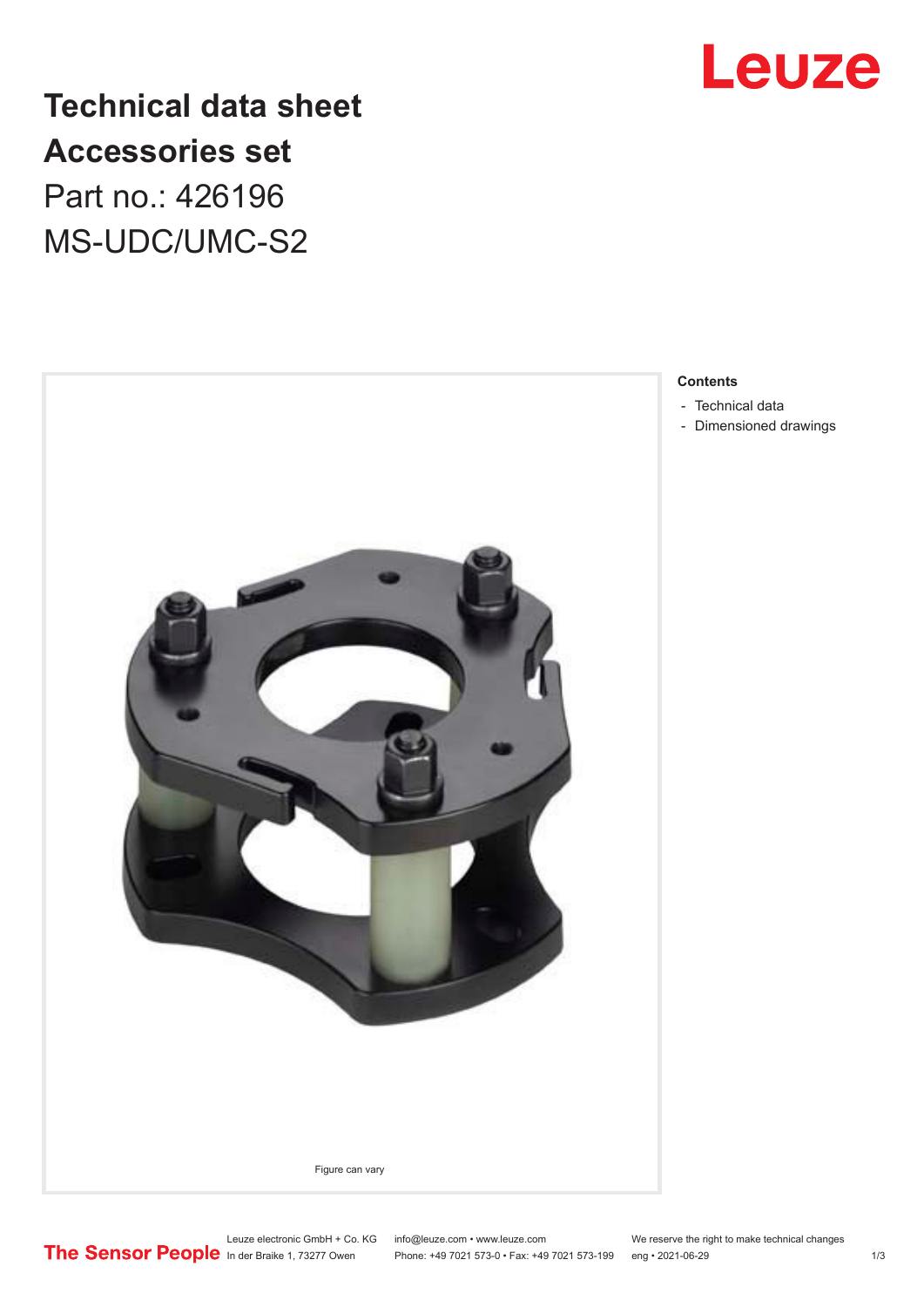# Technical data sheet
# Accessories set

Part no.: 426196

MS-UDC/UMC-S2

Figure can vary

**Contents**

- Technical data
- Dimensioned drawings

Leuze electronic GmbH + Co. KG
In der Braike 1, 73277 Owen

info@leuze.com • www.leuze.com
Phone: +49 7021 573-0 • Fax: +49 7021 573-199

We reserve the right to make technical changes
eng • 2021-06-29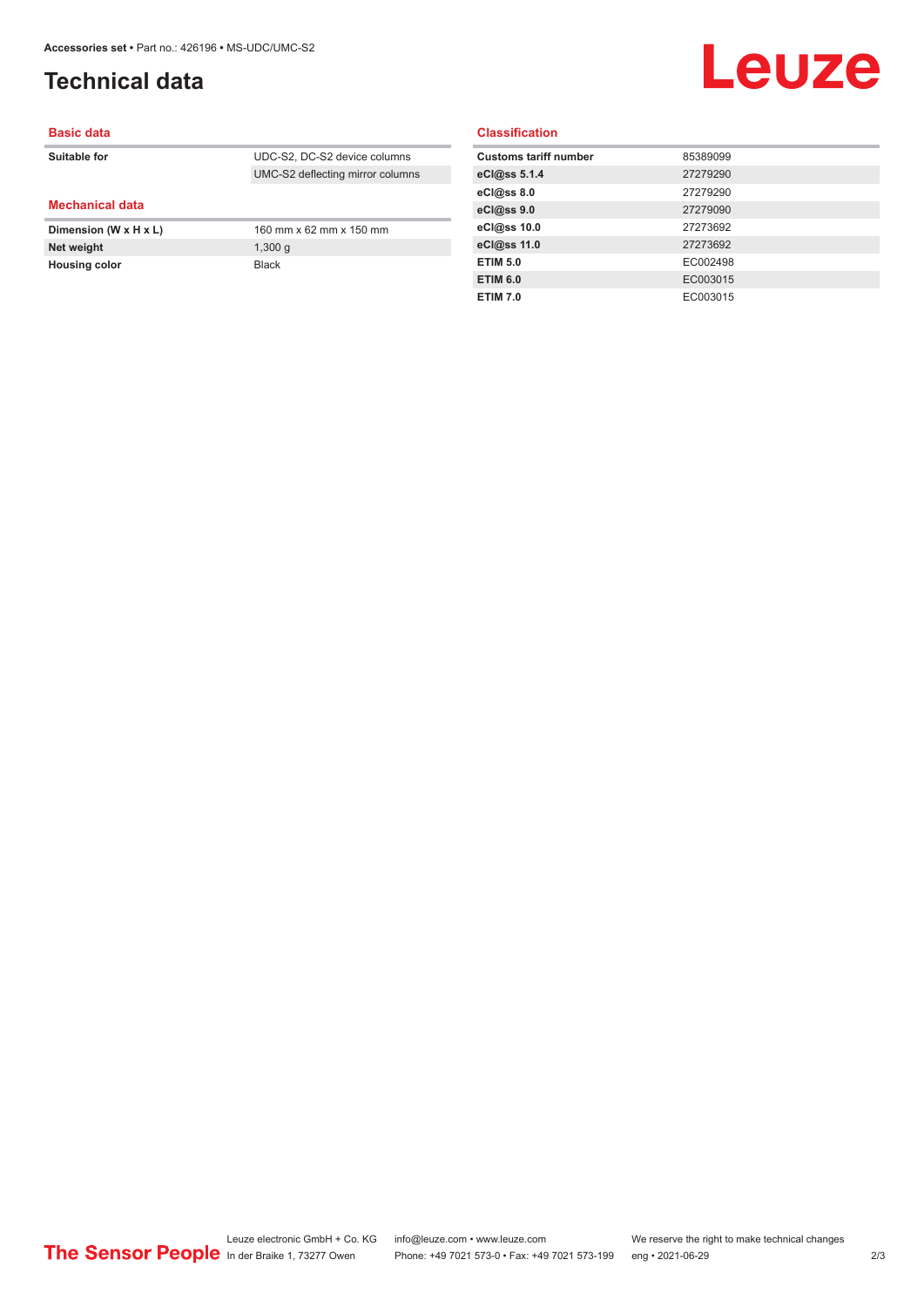# Technical data

## Basic data

| | |
|---|---|
| Suitable for | UDC-S2, DC-S2 device columns |
| | UMC-S2 deflecting mirror columns |

## Mechanical data

| | |
|---|---|
| Dimension (W x H x L) | 160 mm x 62 mm x 150 mm |
| Net weight | 1,300 g |
| Housing color | Black |

## Classification

| | |
|---|---|
| Customs tariff number | 85389099 |
| eCl@ss 5.1.4 | 27279290 |
| eCl@ss 8.0 | 27279290 |
| eCl@ss 9.0 | 27279090 |
| eCl@ss 10.0 | 27273692 |
| eCl@ss 11.0 | 27273692 |
| ETIM 5.0 | EC002498 |
| ETIM 6.0 | EC003015 |
| ETIM 7.0 | EC003015 |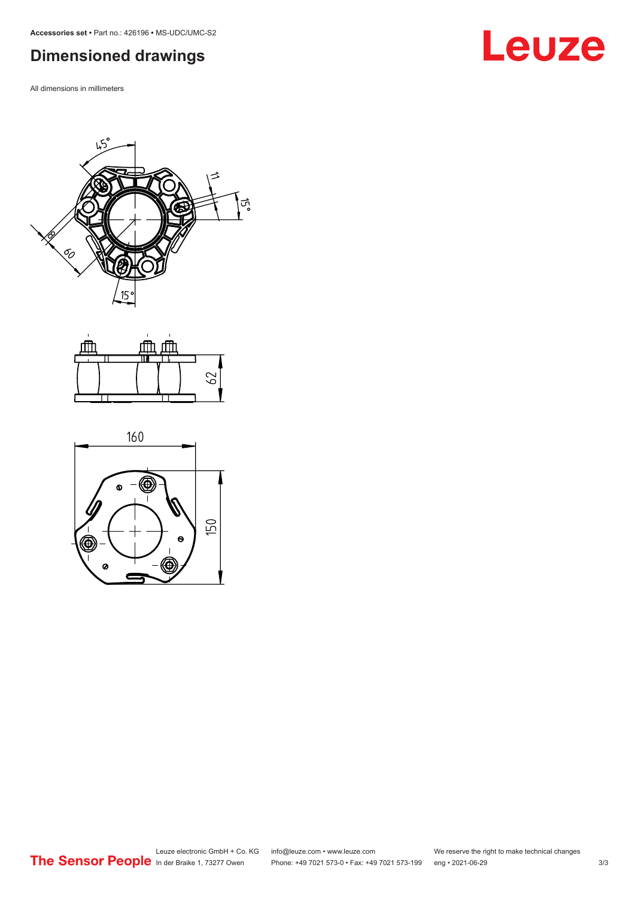## Dimensioned drawings

All dimensions in millimeters

45°

11

15°

8

60

15°

62

160

150